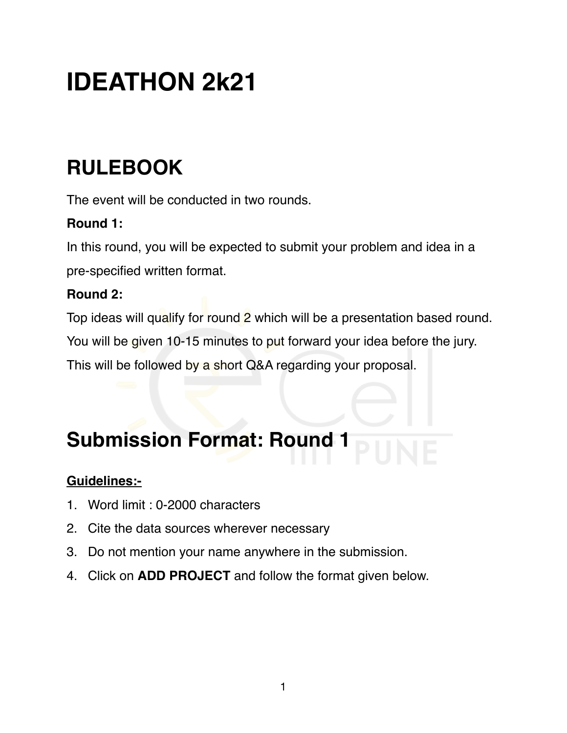# IDEATHON 2k21

## RULEBOOK

The event will be conducted in two rounds.

**Round 1:**

In this round, you will be expected to submit your problem and idea in a pre-specified written format.

**Round 2:**

Top ideas will qualify for round 2 which will be a presentation based round. You will be given 10-15 minutes to put forward your idea before the jury. This will be followed by a short Q&A regarding your proposal.

## Submission Format: Round 1

**Guidelines:-**

1. Word limit : 0-2000 characters
2. Cite the data sources wherever necessary
3. Do not mention your name anywhere in the submission.
4. Click on **ADD PROJECT** and follow the format given below.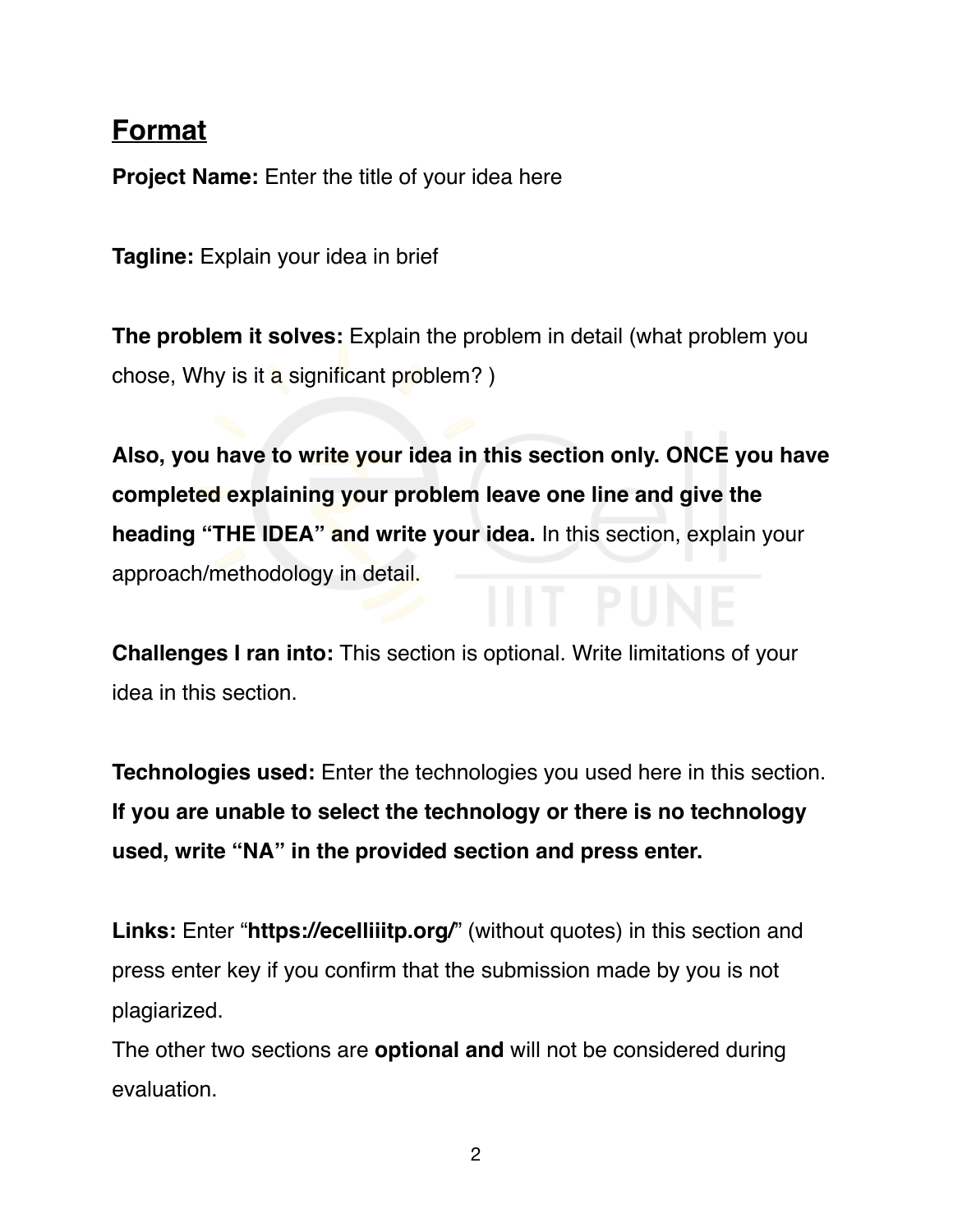## <u>Format</u>

**Project Name:** Enter the title of your idea here

**Tagline:** Explain your idea in brief

**The problem it solves:** Explain the problem in detail (what problem you chose, Why is it a significant problem? )

**Also, you have to write your idea in this section only. ONCE you have completed explaining your problem leave one line and give the heading "THE IDEA" and write your idea.** In this section, explain your approach/methodology in detail.

**Challenges I ran into:** This section is optional. Write limitations of your idea in this section.

**Technologies used:** Enter the technologies you used here in this section. **If you are unable to select the technology or there is no technology used, write "NA" in the provided section and press enter.**

**Links:** Enter "**https://ecelliiitp.org/**" (without quotes) in this section and press enter key if you confirm that the submission made by you is not plagiarized.

The other two sections are **optional and** will not be considered during evaluation.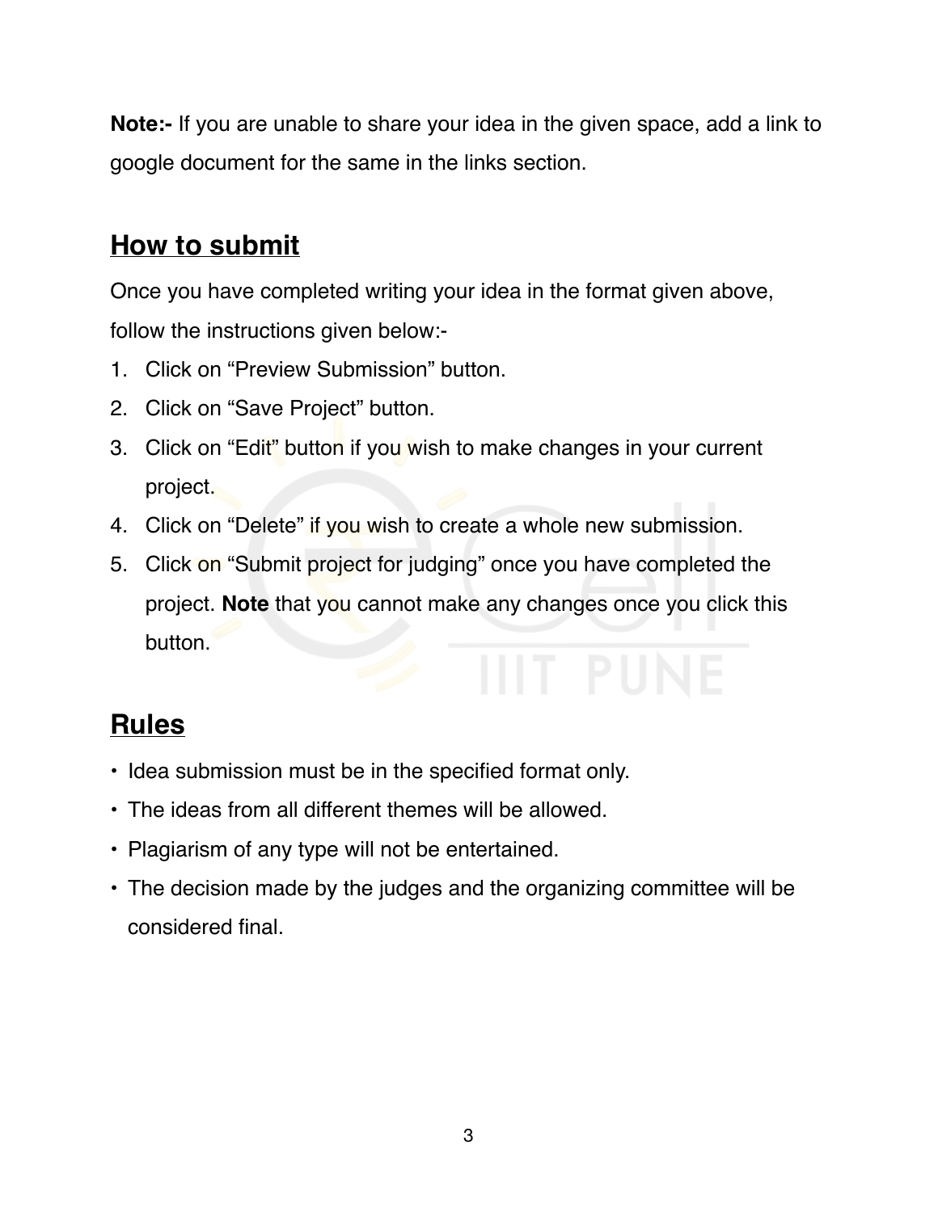**Note:-** If you are unable to share your idea in the given space, add a link to google document for the same in the links section.

## How to submit

Once you have completed writing your idea in the format given above, follow the instructions given below:-

1. Click on “Preview Submission” button.
2. Click on “Save Project” button.
3. Click on “Edit” button if you wish to make changes in your current project.
4. Click on “Delete” if you wish to create a whole new submission.
5. Click on “Submit project for judging” once you have completed the project. **Note** that you cannot make any changes once you click this button.

## Rules

- Idea submission must be in the specified format only.
- The ideas from all different themes will be allowed.
- Plagiarism of any type will not be entertained.
- The decision made by the judges and the organizing committee will be considered final.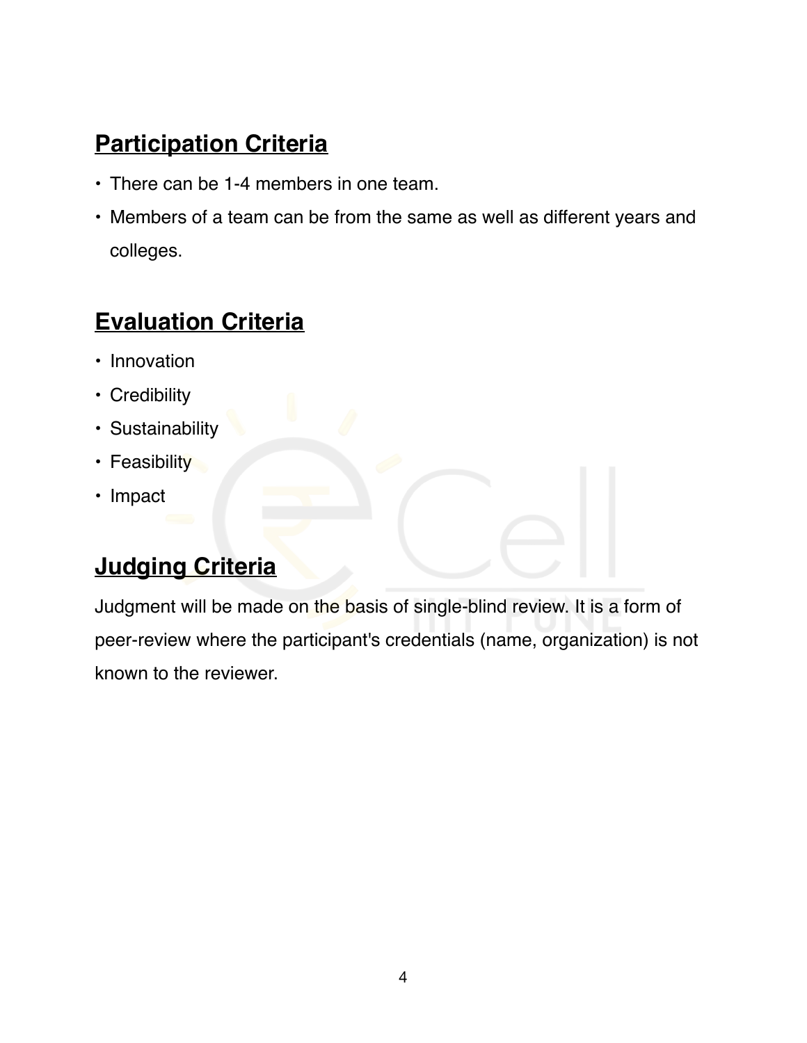## Participation Criteria

- There can be 1-4 members in one team.
- Members of a team can be from the same as well as different years and colleges.

## Evaluation Criteria

- Innovation
- Credibility
- Sustainability
- Feasibility
- Impact

## Judging Criteria

Judgment will be made on the basis of single-blind review. It is a form of peer-review where the participant's credentials (name, organization) is not known to the reviewer.